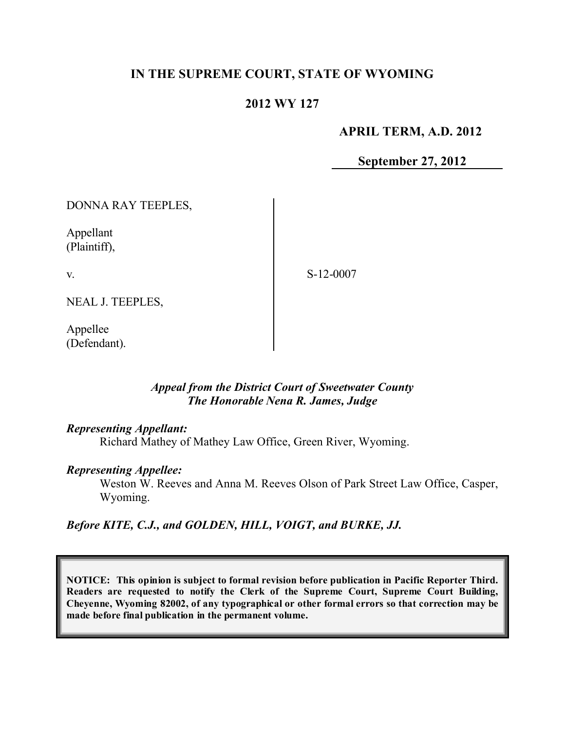# IN THE SUPREME COURT, STATE OF WYOMING

## 2012 WY 127

**APRIL TERM, A.D. 2012**

**September 27, 2012**

DONNA RAY TEEPLES,

Appellant
(Plaintiff),

v.

NEAL J. TEEPLES,

Appellee
(Defendant).

S-12-0007

*Appeal from the District Court of Sweetwater County*
*The Honorable Nena R. James, Judge*

***Representing Appellant:***
Richard Mathey of Mathey Law Office, Green River, Wyoming.

***Representing Appellee:***
Weston W. Reeves and Anna M. Reeves Olson of Park Street Law Office, Casper, Wyoming.

***Before KITE, C.J., and GOLDEN, HILL, VOIGT, and BURKE, JJ.***

**NOTICE: This opinion is subject to formal revision before publication in Pacific Reporter Third. Readers are requested to notify the Clerk of the Supreme Court, Supreme Court Building, Cheyenne, Wyoming 82002, of any typographical or other formal errors so that correction may be made before final publication in the permanent volume.**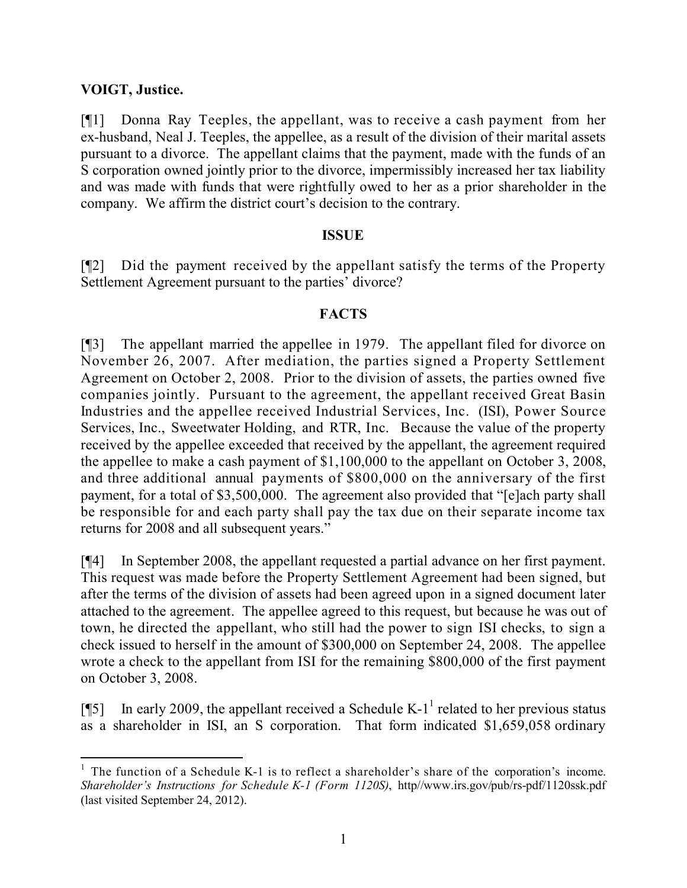**VOIGT, Justice.**

[¶1] Donna Ray Teeples, the appellant, was to receive a cash payment from her ex-husband, Neal J. Teeples, the appellee, as a result of the division of their marital assets pursuant to a divorce. The appellant claims that the payment, made with the funds of an S corporation owned jointly prior to the divorce, impermissibly increased her tax liability and was made with funds that were rightfully owed to her as a prior shareholder in the company. We affirm the district court's decision to the contrary.

## ISSUE

[¶2] Did the payment received by the appellant satisfy the terms of the Property Settlement Agreement pursuant to the parties' divorce?

## FACTS

[¶3] The appellant married the appellee in 1979. The appellant filed for divorce on November 26, 2007. After mediation, the parties signed a Property Settlement Agreement on October 2, 2008. Prior to the division of assets, the parties owned five companies jointly. Pursuant to the agreement, the appellant received Great Basin Industries and the appellee received Industrial Services, Inc. (ISI), Power Source Services, Inc., Sweetwater Holding, and RTR, Inc. Because the value of the property received by the appellee exceeded that received by the appellant, the agreement required the appellee to make a cash payment of $1,100,000 to the appellant on October 3, 2008, and three additional annual payments of $800,000 on the anniversary of the first payment, for a total of $3,500,000. The agreement also provided that "[e]ach party shall be responsible for and each party shall pay the tax due on their separate income tax returns for 2008 and all subsequent years."

[¶4] In September 2008, the appellant requested a partial advance on her first payment. This request was made before the Property Settlement Agreement had been signed, but after the terms of the division of assets had been agreed upon in a signed document later attached to the agreement. The appellee agreed to this request, but because he was out of town, he directed the appellant, who still had the power to sign ISI checks, to sign a check issued to herself in the amount of $300,000 on September 24, 2008. The appellee wrote a check to the appellant from ISI for the remaining $800,000 of the first payment on October 3, 2008.

[¶5] In early 2009, the appellant received a Schedule K-1[1] related to her previous status as a shareholder in ISI, an S corporation. That form indicated $1,659,058 ordinary

[1] The function of a Schedule K-1 is to reflect a shareholder's share of the corporation's income. *Shareholder's Instructions for Schedule K-1 (Form 1120S)*, http//www.irs.gov/pub/rs-pdf/1120ssk.pdf (last visited September 24, 2012).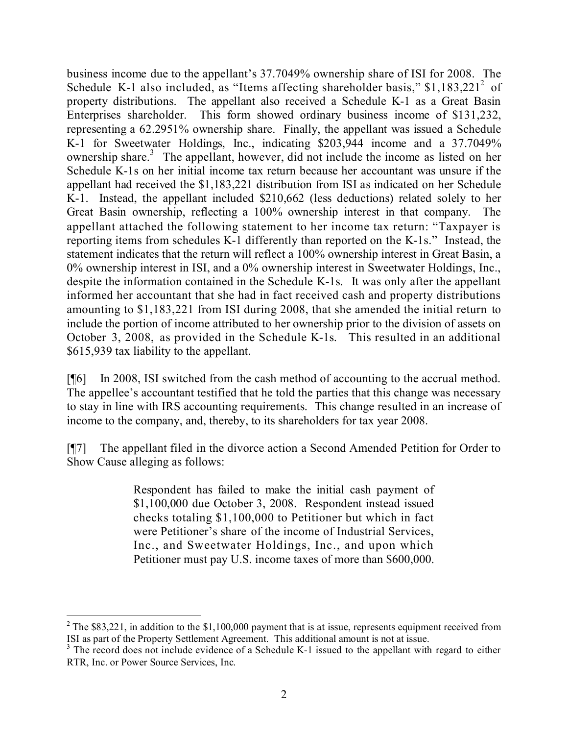business income due to the appellant's 37.7049% ownership share of ISI for 2008. The Schedule K-1 also included, as "Items affecting shareholder basis," $1,183,221[2] of property distributions. The appellant also received a Schedule K-1 as a Great Basin Enterprises shareholder. This form showed ordinary business income of $131,232, representing a 62.2951% ownership share. Finally, the appellant was issued a Schedule K-1 for Sweetwater Holdings, Inc., indicating $203,944 income and a 37.7049% ownership share.[3] The appellant, however, did not include the income as listed on her Schedule K-1s on her initial income tax return because her accountant was unsure if the appellant had received the $1,183,221 distribution from ISI as indicated on her Schedule K-1. Instead, the appellant included $210,662 (less deductions) related solely to her Great Basin ownership, reflecting a 100% ownership interest in that company. The appellant attached the following statement to her income tax return: "Taxpayer is reporting items from schedules K-1 differently than reported on the K-1s." Instead, the statement indicates that the return will reflect a 100% ownership interest in Great Basin, a 0% ownership interest in ISI, and a 0% ownership interest in Sweetwater Holdings, Inc., despite the information contained in the Schedule K-1s. It was only after the appellant informed her accountant that she had in fact received cash and property distributions amounting to $1,183,221 from ISI during 2008, that she amended the initial return to include the portion of income attributed to her ownership prior to the division of assets on October 3, 2008, as provided in the Schedule K-1s. This resulted in an additional $615,939 tax liability to the appellant.

[¶6] In 2008, ISI switched from the cash method of accounting to the accrual method. The appellee's accountant testified that he told the parties that this change was necessary to stay in line with IRS accounting requirements. This change resulted in an increase of income to the company, and, thereby, to its shareholders for tax year 2008.

[¶7] The appellant filed in the divorce action a Second Amended Petition for Order to Show Cause alleging as follows:

> Respondent has failed to make the initial cash payment of $1,100,000 due October 3, 2008. Respondent instead issued checks totaling $1,100,000 to Petitioner but which in fact were Petitioner's share of the income of Industrial Services, Inc., and Sweetwater Holdings, Inc., and upon which Petitioner must pay U.S. income taxes of more than $600,000.

---

[2] The $83,221, in addition to the $1,100,000 payment that is at issue, represents equipment received from ISI as part of the Property Settlement Agreement. This additional amount is not at issue.

[3] The record does not include evidence of a Schedule K-1 issued to the appellant with regard to either RTR, Inc. or Power Source Services, Inc.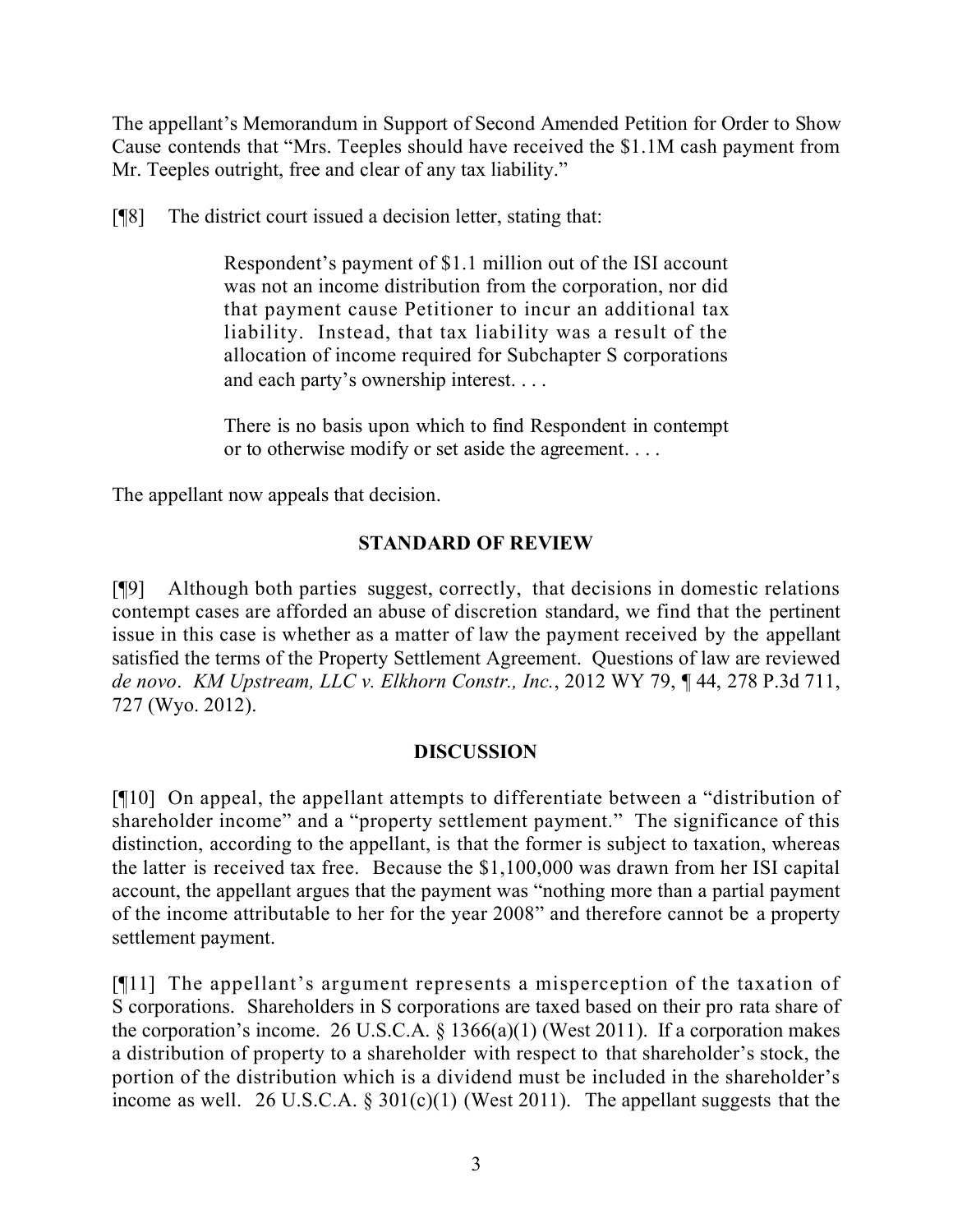The appellant's Memorandum in Support of Second Amended Petition for Order to Show Cause contends that "Mrs. Teeples should have received the $1.1M cash payment from Mr. Teeples outright, free and clear of any tax liability."

[¶8] The district court issued a decision letter, stating that:

> Respondent's payment of $1.1 million out of the ISI account was not an income distribution from the corporation, nor did that payment cause Petitioner to incur an additional tax liability. Instead, that tax liability was a result of the allocation of income required for Subchapter S corporations and each party's ownership interest. . . .
>
> There is no basis upon which to find Respondent in contempt or to otherwise modify or set aside the agreement. . . .

The appellant now appeals that decision.

## STANDARD OF REVIEW

[¶9] Although both parties suggest, correctly, that decisions in domestic relations contempt cases are afforded an abuse of discretion standard, we find that the pertinent issue in this case is whether as a matter of law the payment received by the appellant satisfied the terms of the Property Settlement Agreement. Questions of law are reviewed *de novo*. *KM Upstream, LLC v. Elkhorn Constr., Inc.*, 2012 WY 79, ¶ 44, 278 P.3d 711, 727 (Wyo. 2012).

## DISCUSSION

[¶10] On appeal, the appellant attempts to differentiate between a "distribution of shareholder income" and a "property settlement payment." The significance of this distinction, according to the appellant, is that the former is subject to taxation, whereas the latter is received tax free. Because the $1,100,000 was drawn from her ISI capital account, the appellant argues that the payment was "nothing more than a partial payment of the income attributable to her for the year 2008" and therefore cannot be a property settlement payment.

[¶11] The appellant's argument represents a misperception of the taxation of S corporations. Shareholders in S corporations are taxed based on their pro rata share of the corporation's income. 26 U.S.C.A. § 1366(a)(1) (West 2011). If a corporation makes a distribution of property to a shareholder with respect to that shareholder's stock, the portion of the distribution which is a dividend must be included in the shareholder's income as well. 26 U.S.C.A. § 301(c)(1) (West 2011). The appellant suggests that the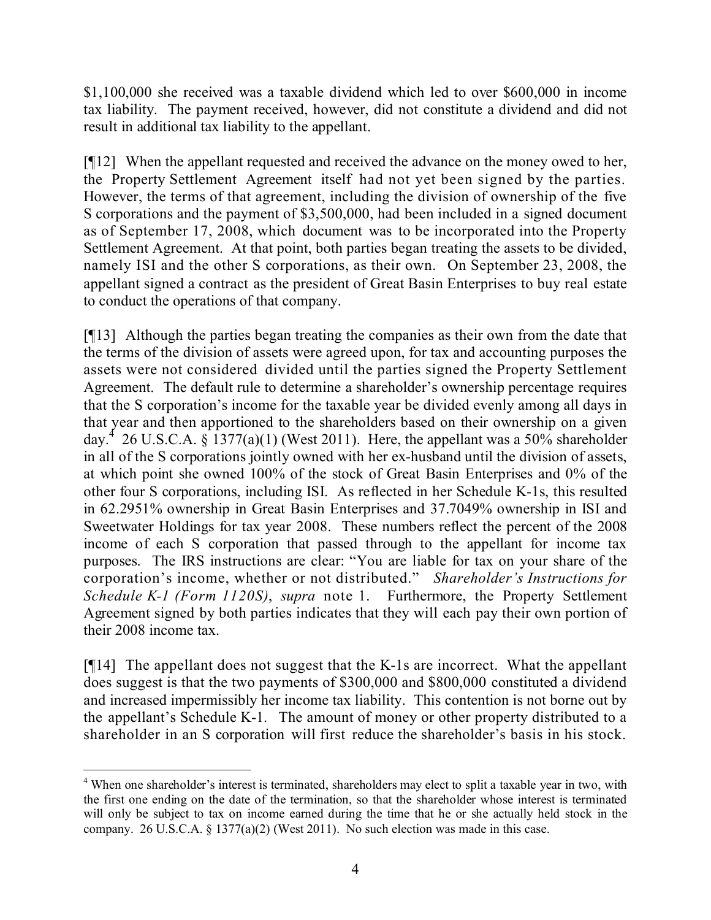$1,100,000 she received was a taxable dividend which led to over $600,000 in income tax liability. The payment received, however, did not constitute a dividend and did not result in additional tax liability to the appellant.

[¶12] When the appellant requested and received the advance on the money owed to her, the Property Settlement Agreement itself had not yet been signed by the parties. However, the terms of that agreement, including the division of ownership of the five S corporations and the payment of $3,500,000, had been included in a signed document as of September 17, 2008, which document was to be incorporated into the Property Settlement Agreement. At that point, both parties began treating the assets to be divided, namely ISI and the other S corporations, as their own. On September 23, 2008, the appellant signed a contract as the president of Great Basin Enterprises to buy real estate to conduct the operations of that company.

[¶13] Although the parties began treating the companies as their own from the date that the terms of the division of assets were agreed upon, for tax and accounting purposes the assets were not considered divided until the parties signed the Property Settlement Agreement. The default rule to determine a shareholder's ownership percentage requires that the S corporation's income for the taxable year be divided evenly among all days in that year and then apportioned to the shareholders based on their ownership on a given day.[4] 26 U.S.C.A. § 1377(a)(1) (West 2011). Here, the appellant was a 50% shareholder in all of the S corporations jointly owned with her ex-husband until the division of assets, at which point she owned 100% of the stock of Great Basin Enterprises and 0% of the other four S corporations, including ISI. As reflected in her Schedule K-1s, this resulted in 62.2951% ownership in Great Basin Enterprises and 37.7049% ownership in ISI and Sweetwater Holdings for tax year 2008. These numbers reflect the percent of the 2008 income of each S corporation that passed through to the appellant for income tax purposes. The IRS instructions are clear: "You are liable for tax on your share of the corporation's income, whether or not distributed." *Shareholder's Instructions for Schedule K-1 (Form 1120S)*, *supra* note 1. Furthermore, the Property Settlement Agreement signed by both parties indicates that they will each pay their own portion of their 2008 income tax.

[¶14] The appellant does not suggest that the K-1s are incorrect. What the appellant does suggest is that the two payments of $300,000 and $800,000 constituted a dividend and increased impermissibly her income tax liability. This contention is not borne out by the appellant's Schedule K-1. The amount of money or other property distributed to a shareholder in an S corporation will first reduce the shareholder's basis in his stock.

---

[4] When one shareholder's interest is terminated, shareholders may elect to split a taxable year in two, with the first one ending on the date of the termination, so that the shareholder whose interest is terminated will only be subject to tax on income earned during the time that he or she actually held stock in the company. 26 U.S.C.A. § 1377(a)(2) (West 2011). No such election was made in this case.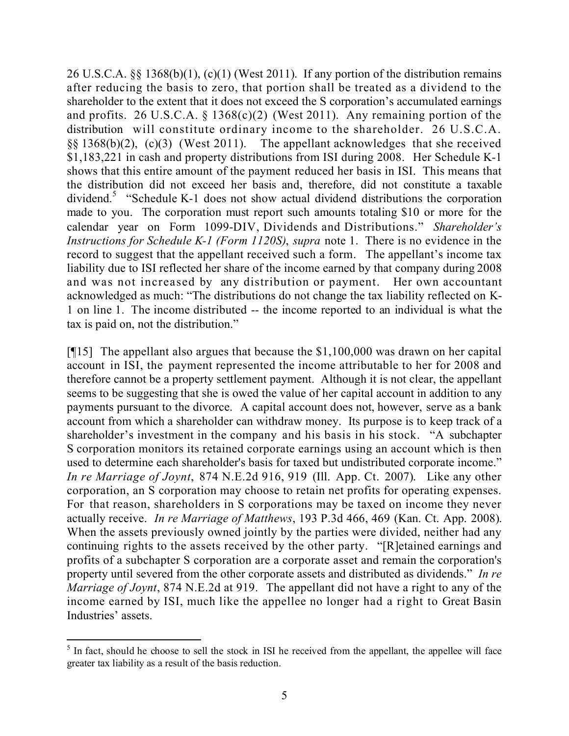26 U.S.C.A. §§ 1368(b)(1), (c)(1) (West 2011). If any portion of the distribution remains after reducing the basis to zero, that portion shall be treated as a dividend to the shareholder to the extent that it does not exceed the S corporation's accumulated earnings and profits. 26 U.S.C.A. § 1368(c)(2) (West 2011). Any remaining portion of the distribution will constitute ordinary income to the shareholder. 26 U.S.C.A. §§ 1368(b)(2), (c)(3) (West 2011). The appellant acknowledges that she received $1,183,221 in cash and property distributions from ISI during 2008. Her Schedule K-1 shows that this entire amount of the payment reduced her basis in ISI. This means that the distribution did not exceed her basis and, therefore, did not constitute a taxable dividend.[5] "Schedule K-1 does not show actual dividend distributions the corporation made to you. The corporation must report such amounts totaling $10 or more for the calendar year on Form 1099-DIV, Dividends and Distributions." *Shareholder's Instructions for Schedule K-1 (Form 1120S)*, *supra* note 1. There is no evidence in the record to suggest that the appellant received such a form. The appellant's income tax liability due to ISI reflected her share of the income earned by that company during 2008 and was not increased by any distribution or payment. Her own accountant acknowledged as much: "The distributions do not change the tax liability reflected on K-1 on line 1. The income distributed -- the income reported to an individual is what the tax is paid on, not the distribution."

[¶15] The appellant also argues that because the $1,100,000 was drawn on her capital account in ISI, the payment represented the income attributable to her for 2008 and therefore cannot be a property settlement payment. Although it is not clear, the appellant seems to be suggesting that she is owed the value of her capital account in addition to any payments pursuant to the divorce. A capital account does not, however, serve as a bank account from which a shareholder can withdraw money. Its purpose is to keep track of a shareholder's investment in the company and his basis in his stock. "A subchapter S corporation monitors its retained corporate earnings using an account which is then used to determine each shareholder's basis for taxed but undistributed corporate income." *In re Marriage of Joynt*, 874 N.E.2d 916, 919 (Ill. App. Ct. 2007). Like any other corporation, an S corporation may choose to retain net profits for operating expenses. For that reason, shareholders in S corporations may be taxed on income they never actually receive. *In re Marriage of Matthews*, 193 P.3d 466, 469 (Kan. Ct. App. 2008). When the assets previously owned jointly by the parties were divided, neither had any continuing rights to the assets received by the other party. "[R]etained earnings and profits of a subchapter S corporation are a corporate asset and remain the corporation's property until severed from the other corporate assets and distributed as dividends." *In re Marriage of Joynt*, 874 N.E.2d at 919. The appellant did not have a right to any of the income earned by ISI, much like the appellee no longer had a right to Great Basin Industries' assets.

---

[5] In fact, should he choose to sell the stock in ISI he received from the appellant, the appellee will face greater tax liability as a result of the basis reduction.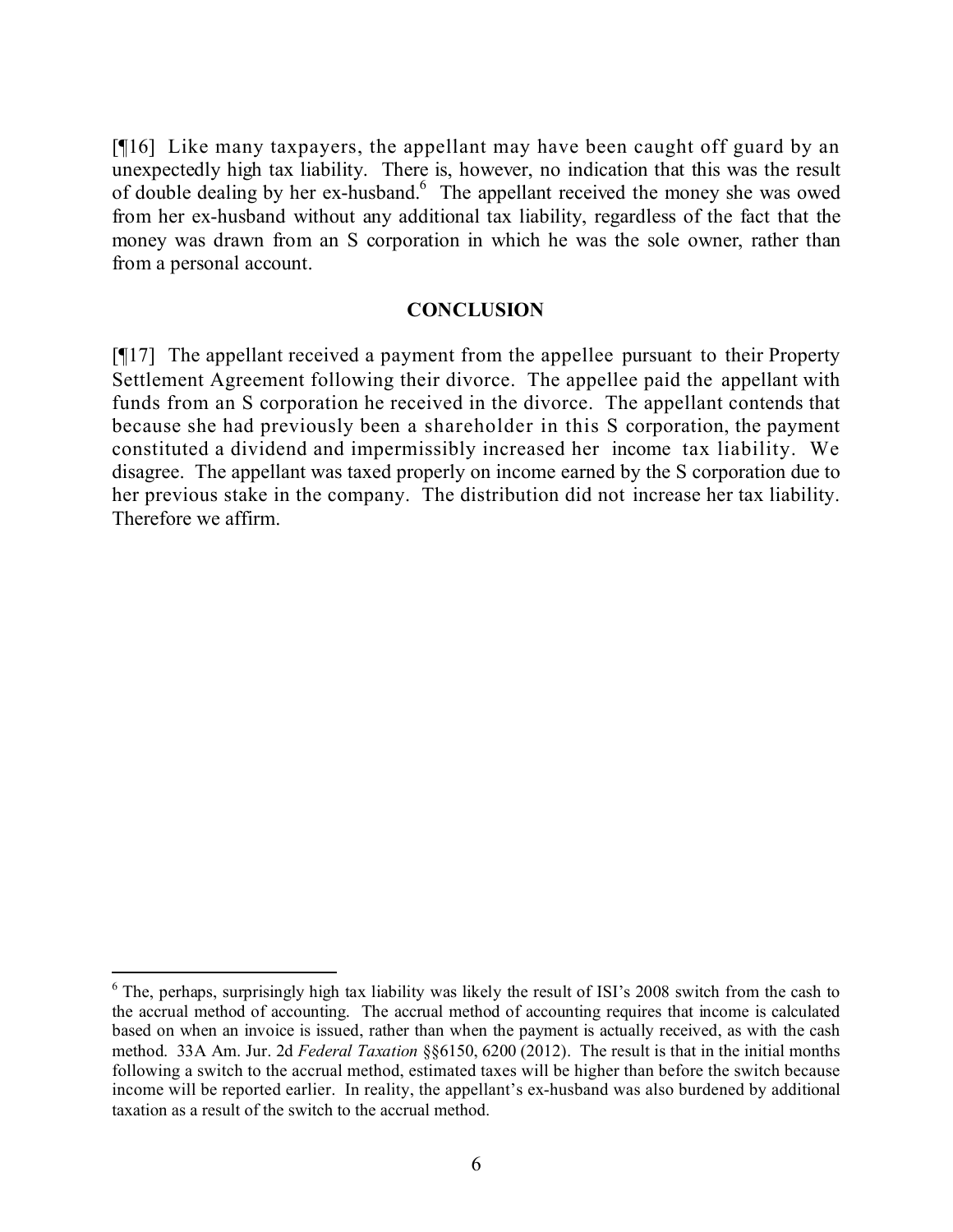[¶16] Like many taxpayers, the appellant may have been caught off guard by an unexpectedly high tax liability. There is, however, no indication that this was the result of double dealing by her ex-husband.[6] The appellant received the money she was owed from her ex-husband without any additional tax liability, regardless of the fact that the money was drawn from an S corporation in which he was the sole owner, rather than from a personal account.

## CONCLUSION

[¶17] The appellant received a payment from the appellee pursuant to their Property Settlement Agreement following their divorce. The appellee paid the appellant with funds from an S corporation he received in the divorce. The appellant contends that because she had previously been a shareholder in this S corporation, the payment constituted a dividend and impermissibly increased her income tax liability. We disagree. The appellant was taxed properly on income earned by the S corporation due to her previous stake in the company. The distribution did not increase her tax liability. Therefore we affirm.

---

[6] The, perhaps, surprisingly high tax liability was likely the result of ISI's 2008 switch from the cash to the accrual method of accounting. The accrual method of accounting requires that income is calculated based on when an invoice is issued, rather than when the payment is actually received, as with the cash method. 33A Am. Jur. 2d *Federal Taxation* §§6150, 6200 (2012). The result is that in the initial months following a switch to the accrual method, estimated taxes will be higher than before the switch because income will be reported earlier. In reality, the appellant's ex-husband was also burdened by additional taxation as a result of the switch to the accrual method.